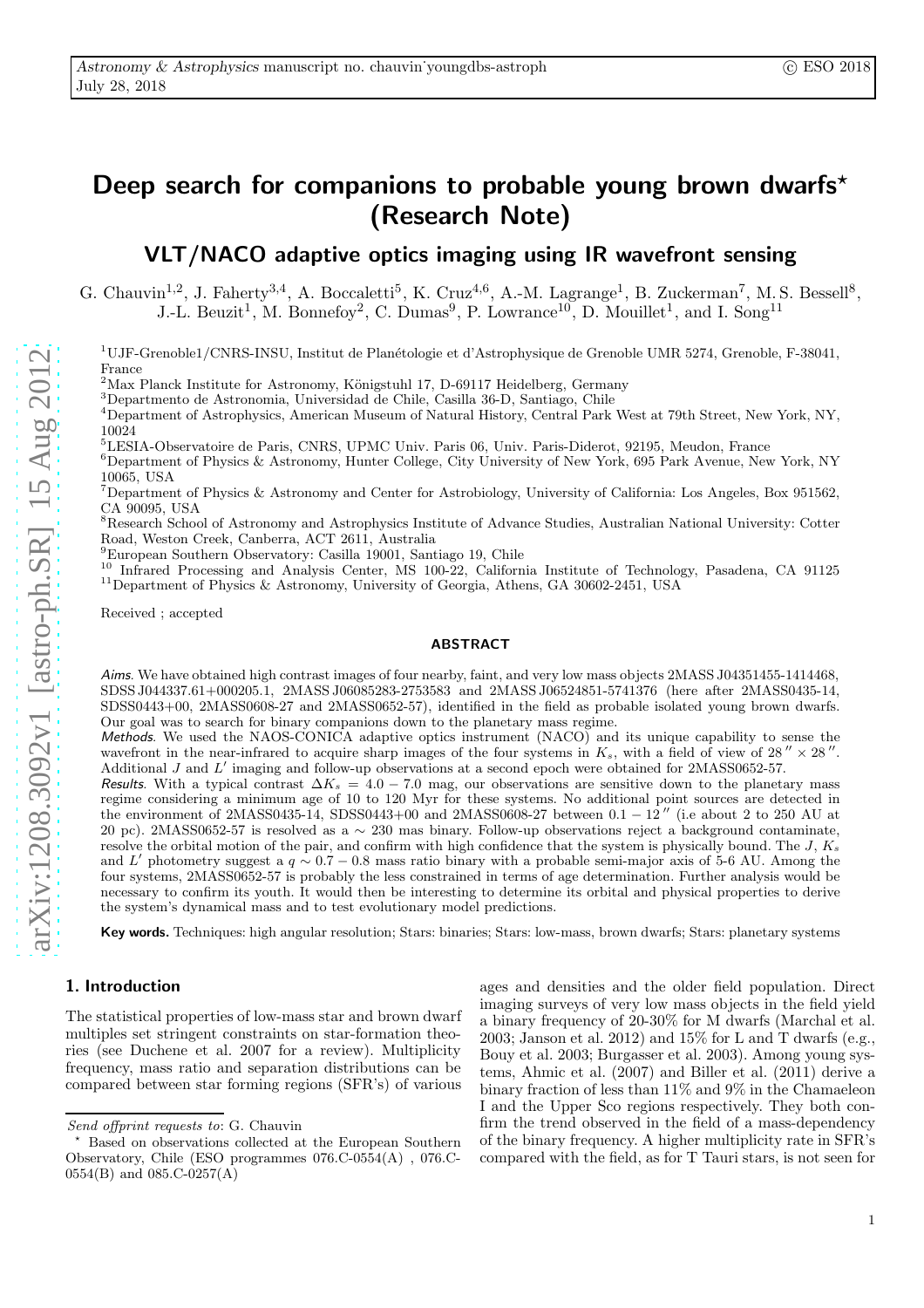# Deep search for companions to probable young brown dwarfs* (Research Note)

## VLT/NACO adaptive optics imaging using IR wavefront sensing

G. Chauvin[1,2], J. Faherty[3,4], A. Boccaletti[5], K. Cruz[4,6], A.-M. Lagrange[1], B. Zuckerman[7], M. S. Bessell[8], J.-L. Beuzit[1], M. Bonnefoy[2], C. Dumas[9], P. Lowrance[10], D. Mouillet[1], and I. Song[11]

[1] UJF-Grenoble1/CNRS-INSU, Institut de Planétologie et d'Astrophysique de Grenoble UMR 5274, Grenoble, F-38041, France
[2] Max Planck Institute for Astronomy, Königstuhl 17, D-69117 Heidelberg, Germany
[3] Departmento de Astronomia, Universidad de Chile, Casilla 36-D, Santiago, Chile
[4] Department of Astrophysics, American Museum of Natural History, Central Park West at 79th Street, New York, NY, 10024
[5] LESIA-Observatoire de Paris, CNRS, UPMC Univ. Paris 06, Univ. Paris-Diderot, 92195, Meudon, France
[6] Department of Physics & Astronomy, Hunter College, City University of New York, 695 Park Avenue, New York, NY 10065, USA
[7] Department of Physics & Astronomy and Center for Astrobiology, University of California: Los Angeles, Box 951562, CA 90095, USA
[8] Research School of Astronomy and Astrophysics Institute of Advance Studies, Australian National University: Cotter Road, Weston Creek, Canberra, ACT 2611, Australia
[9] European Southern Observatory: Casilla 19001, Santiago 19, Chile
[10] Infrared Processing and Analysis Center, MS 100-22, California Institute of Technology, Pasadena, CA 91125
[11] Department of Physics & Astronomy, University of Georgia, Athens, GA 30602-2451, USA

Received ; accepted

### ABSTRACT

*Aims*. We have obtained high contrast images of four nearby, faint, and very low mass objects 2MASS J04351455-1414468, SDSS J044337.61+000205.1, 2MASS J06085283-2753583 and 2MASS J06524851-5741376 (here after 2MASS0435-14, SDSS0443+00, 2MASS0608-27 and 2MASS0652-57), identified in the field as probable isolated young brown dwarfs. Our goal was to search for binary companions down to the planetary mass regime.

*Methods*. We used the NAOS-CONICA adaptive optics instrument (NACO) and its unique capability to sense the wavefront in the near-infrared to acquire sharp images of the four systems in $K_s$, with a field of view of $28'' \times 28''$. Additional $J$ and $L'$ imaging and follow-up observations at a second epoch were obtained for 2MASS0652-57.

*Results*. With a typical contrast $\Delta K_s = 4.0 - 7.0$ mag, our observations are sensitive down to the planetary mass regime considering a minimum age of 10 to 120 Myr for these systems. No additional point sources are detected in the environment of 2MASS0435-14, SDSS0443+00 and 2MASS0608-27 between $0.1 - 12''$ (i.e about 2 to 250 AU at 20 pc). 2MASS0652-57 is resolved as a $\sim$ 230 mas binary. Follow-up observations reject a background contaminate, resolve the orbital motion of the pair, and confirm with high confidence that the system is physically bound. The $J$, $K_s$ and $L'$ photometry suggest a $q \sim 0.7 - 0.8$ mass ratio binary with a probable semi-major axis of 5-6 AU. Among the four systems, 2MASS0652-57 is probably the less constrained in terms of age determination. Further analysis would be necessary to confirm its youth. It would then be interesting to determine its orbital and physical properties to derive the system's dynamical mass and to test evolutionary model predictions.

**Key words.** Techniques: high angular resolution; Stars: binaries; Stars: low-mass, brown dwarfs; Stars: planetary systems

## 1. Introduction

The statistical properties of low-mass star and brown dwarf multiples set stringent constraints on star-formation theories (see Duchene et al. 2007 for a review). Multiplicity frequency, mass ratio and separation distributions can be compared between star forming regions (SFR's) of various ages and densities and the older field population. Direct imaging surveys of very low mass objects in the field yield a binary frequency of 20-30% for M dwarfs (Marchal et al. 2003; Janson et al. 2012) and 15% for L and T dwarfs (e.g., Bouy et al. 2003; Burgasser et al. 2003). Among young systems, Ahmic et al. (2007) and Biller et al. (2011) derive a binary fraction of less than 11% and 9% in the Chamaeleon I and the Upper Sco regions respectively. They both confirm the trend observed in the field of a mass-dependency of the binary frequency. A higher multiplicity rate in SFR's compared with the field, as for T Tauri stars, is not seen for

---

*Send offprint requests to*: G. Chauvin

\* Based on observations collected at the European Southern Observatory, Chile (ESO programmes 076.C-0554(A) , 076.C-0554(B) and 085.C-0257(A)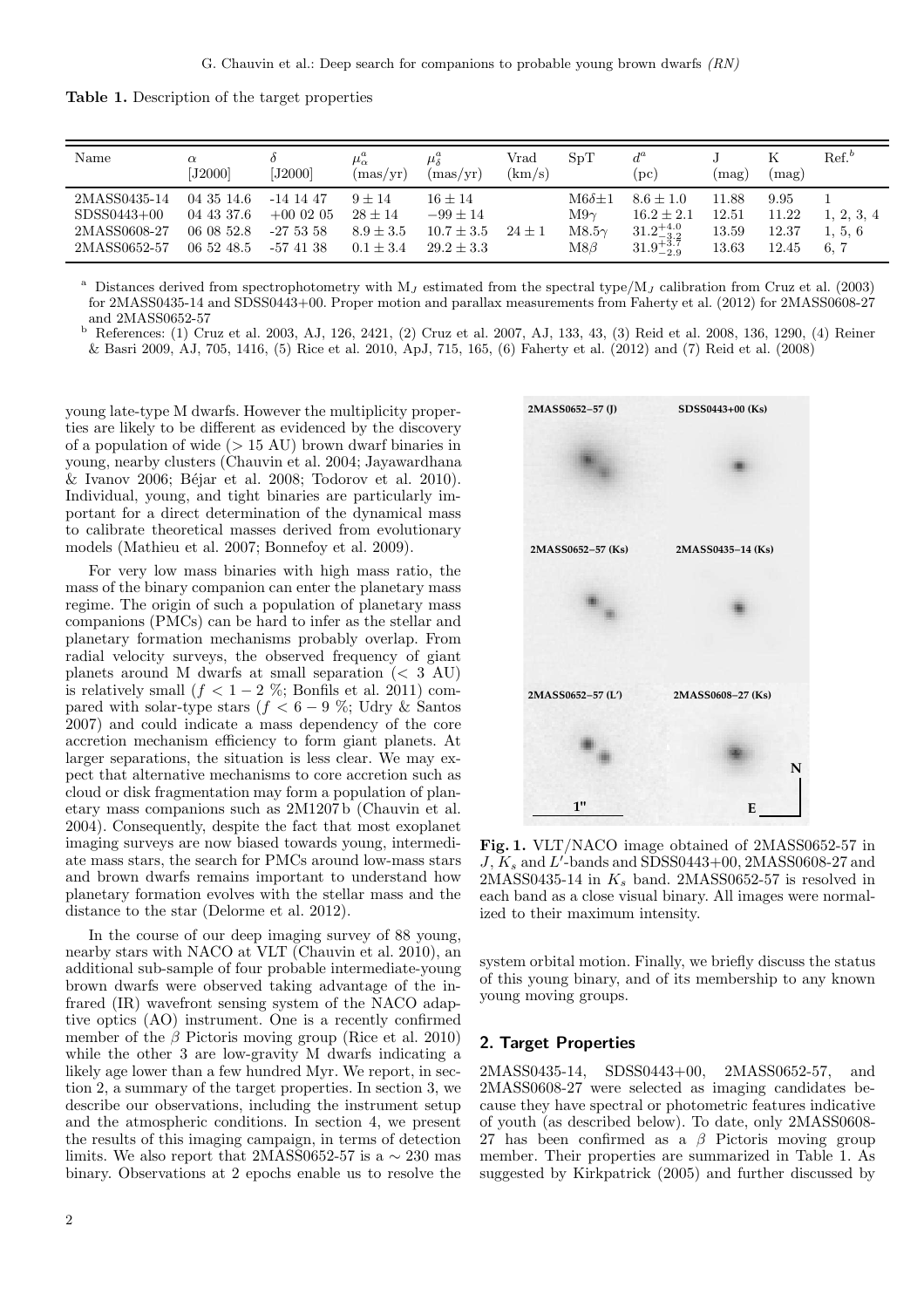**Table 1.** Description of the target properties

| Name | $\alpha$ [J2000] | $\delta$ [J2000] | $\mu_\alpha^a$ (mas/yr) | $\mu_\delta^a$ (mas/yr) | Vrad (km/s) | SpT | $d^a$ (pc) | J (mag) | K (mag) | Ref.[b] |
|---|---|---|---|---|---|---|---|---|---|---|
| 2MASS0435-14 | 04 35 14.6 | -14 14 47 | $9 \pm 14$ | $16 \pm 14$ | | M6$\delta$±1 | $8.6 \pm 1.0$ | 11.88 | 9.95 | 1 |
| SDSS0443+00 | 04 43 37.6 | +00 02 05 | $28 \pm 14$ | $-99 \pm 14$ | | M9$\gamma$ | $16.2 \pm 2.1$ | 12.51 | 11.22 | 1, 2, 3, 4 |
| 2MASS0608-27 | 06 08 52.8 | -27 53 58 | $8.9 \pm 3.5$ | $10.7 \pm 3.5$ | $24 \pm 1$ | M8.5$\gamma$ | $31.2^{+4.0}_{-3.2}$ | 13.59 | 12.37 | 1, 5, 6 |
| 2MASS0652-57 | 06 52 48.5 | -57 41 38 | $0.1 \pm 3.4$ | $29.2 \pm 3.3$ | | M8$\beta$ | $31.9^{+3.7}_{-2.9}$ | 13.63 | 12.45 | 6, 7 |

[a] Distances derived from spectrophotometry with $M_J$ estimated from the spectral type/$M_J$ calibration from Cruz et al. (2003) for 2MASS0435-14 and SDSS0443+00. Proper motion and parallax measurements from Faherty et al. (2012) for 2MASS0608-27 and 2MASS0652-57

[b] References: (1) Cruz et al. 2003, AJ, 126, 2421, (2) Cruz et al. 2007, AJ, 133, 43, (3) Reid et al. 2008, 136, 1290, (4) Reiner & Basri 2009, AJ, 705, 1416, (5) Rice et al. 2010, ApJ, 715, 165, (6) Faherty et al. (2012) and (7) Reid et al. (2008)

young late-type M dwarfs. However the multiplicity properties are likely to be different as evidenced by the discovery of a population of wide (> 15 AU) brown dwarf binaries in young, nearby clusters (Chauvin et al. 2004; Jayawardhana & Ivanov 2006; Béjar et al. 2008; Todorov et al. 2010). Individual, young, and tight binaries are particularly important for a direct determination of the dynamical mass to calibrate theoretical masses derived from evolutionary models (Mathieu et al. 2007; Bonnefoy et al. 2009).

For very low mass binaries with high mass ratio, the mass of the binary companion can enter the planetary mass regime. The origin of such a population of planetary mass companions (PMCs) can be hard to infer as the stellar and planetary formation mechanisms probably overlap. From radial velocity surveys, the observed frequency of giant planets around M dwarfs at small separation (< 3 AU) is relatively small ($f < 1-2$ %; Bonfils et al. 2011) compared with solar-type stars ($f < 6-9$ %; Udry & Santos 2007) and could indicate a mass dependency of the core accretion mechanism efficiency to form giant planets. At larger separations, the situation is less clear. We may expect that alternative mechanisms to core accretion such as cloud or disk fragmentation may form a population of planetary mass companions such as 2M1207 b (Chauvin et al. 2004). Consequently, despite the fact that most exoplanet imaging surveys are now biased towards young, intermediate mass stars, the search for PMCs around low-mass stars and brown dwarfs remains important to understand how planetary formation evolves with the stellar mass and the distance to the star (Delorme et al. 2012).

In the course of our deep imaging survey of 88 young, nearby stars with NACO at VLT (Chauvin et al. 2010), an additional sub-sample of four probable intermediate-young brown dwarfs were observed taking advantage of the infrared (IR) wavefront sensing system of the NACO adaptive optics (AO) instrument. One is a recently confirmed member of the $\beta$ Pictoris moving group (Rice et al. 2010) while the other 3 are low-gravity M dwarfs indicating a likely age lower than a few hundred Myr. We report, in section 2, a summary of the target properties. In section 3, we describe our observations, including the instrument setup and the atmospheric conditions. In section 4, we present the results of this imaging campaign, in terms of detection limits. We also report that 2MASS0652-57 is a $\sim 230$ mas binary. Observations at 2 epochs enable us to resolve the system orbital motion. Finally, we briefly discuss the status of this young binary, and of its membership to any known young moving groups.

**Fig. 1.** VLT/NACO image obtained of 2MASS0652-57 in $J$, $K_s$ and $L'$-bands and SDSS0443+00, 2MASS0608-27 and 2MASS0435-14 in $K_s$ band. 2MASS0652-57 is resolved in each band as a close visual binary. All images were normalized to their maximum intensity.

## 2. Target Properties

2MASS0435-14, SDSS0443+00, 2MASS0652-57, and 2MASS0608-27 were selected as imaging candidates because they have spectral or photometric features indicative of youth (as described below). To date, only 2MASS0608-27 has been confirmed as a $\beta$ Pictoris moving group member. Their properties are summarized in Table 1. As suggested by Kirkpatrick (2005) and further discussed by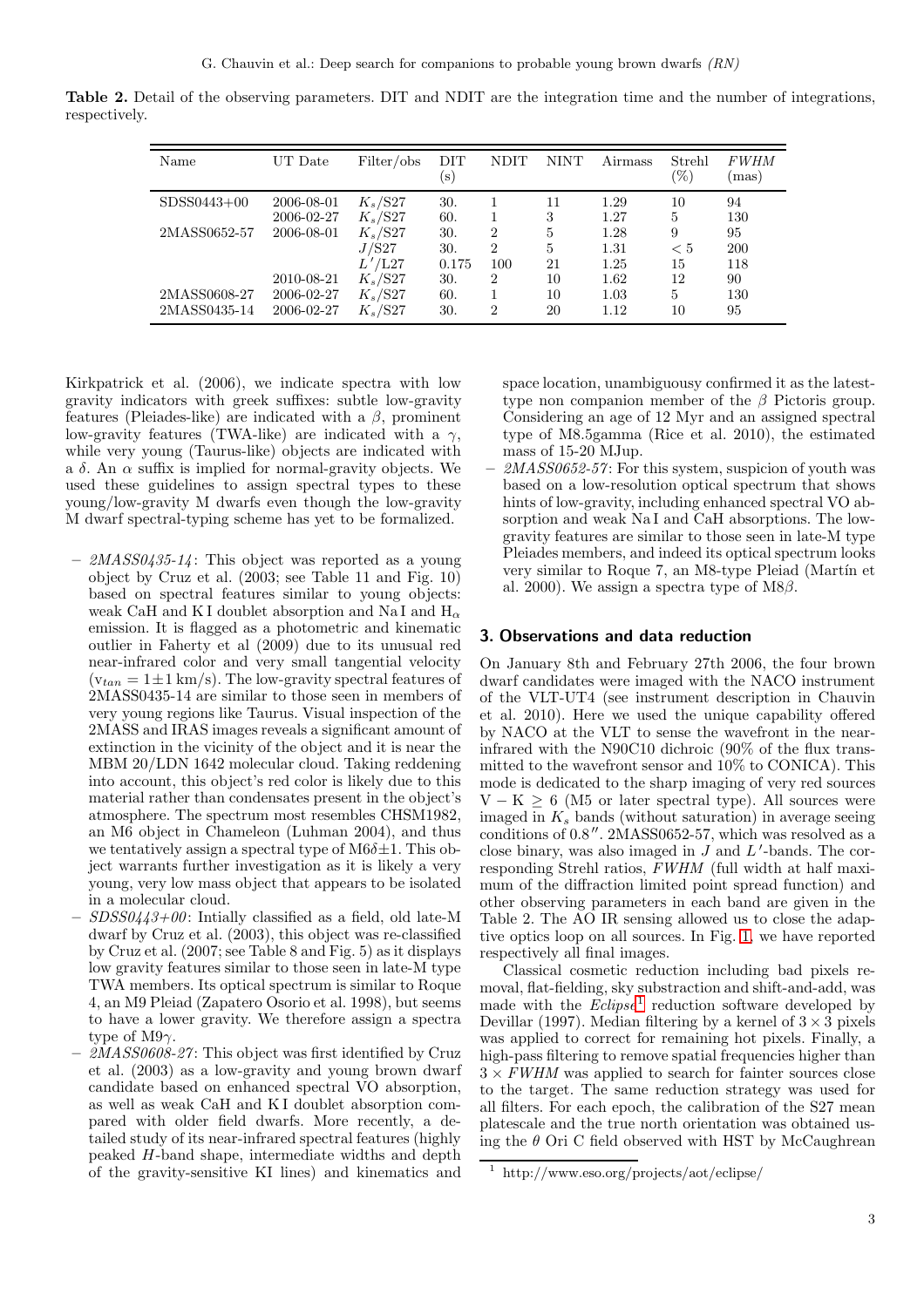**Table 2.** Detail of the observing parameters. DIT and NDIT are the integration time and the number of integrations, respectively.

| Name | UT Date | Filter/obs | DIT (s) | NDIT | NINT | Airmass | Strehl (%) | *FWHM* (mas) |
|---|---|---|---|---|---|---|---|---|
| SDSS0443+00 | 2006-08-01 | $K_s$/S27 | 30. | 1 | 11 | 1.29 | 10 | 94 |
| | 2006-02-27 | $K_s$/S27 | 60. | 1 | 3 | 1.27 | 5 | 130 |
| 2MASS0652-57 | 2006-08-01 | $K_s$/S27 | 30. | 2 | 5 | 1.28 | 9 | 95 |
| | | $J$/S27 | 30. | 2 | 5 | 1.31 | $< 5$ | 200 |
| | | $L'$/L27 | 0.175 | 100 | 21 | 1.25 | 15 | 118 |
| | 2010-08-21 | $K_s$/S27 | 30. | 2 | 10 | 1.62 | 12 | 90 |
| 2MASS0608-27 | 2006-02-27 | $K_s$/S27 | 60. | 1 | 10 | 1.03 | 5 | 130 |
| 2MASS0435-14 | 2006-02-27 | $K_s$/S27 | 30. | 2 | 20 | 1.12 | 10 | 95 |

Kirkpatrick et al. (2006), we indicate spectra with low gravity indicators with greek suffixes: subtle low-gravity features (Pleiades-like) are indicated with a $\beta$, prominent low-gravity features (TWA-like) are indicated with a $\gamma$, while very young (Taurus-like) objects are indicated with a $\delta$. An $\alpha$ suffix is implied for normal-gravity objects. We used these guidelines to assign spectral types to these young/low-gravity M dwarfs even though the low-gravity M dwarf spectral-typing scheme has yet to be formalized.

- *2MASS0435-14*: This object was reported as a young object by Cruz et al. (2003; see Table 11 and Fig. 10) based on spectral features similar to young objects: weak CaH and K I doublet absorption and Na I and $H_\alpha$ emission. It is flagged as a photometric and kinematic outlier in Faherty et al (2009) due to its unusual red near-infrared color and very small tangential velocity ($v_{tan} = 1 \pm 1$ km/s). The low-gravity spectral features of 2MASS0435-14 are similar to those seen in members of very young regions like Taurus. Visual inspection of the 2MASS and IRAS images reveals a significant amount of extinction in the vicinity of the object and it is near the MBM 20/LDN 1642 molecular cloud. Taking reddening into account, this object's red color is likely due to this material rather than condensates present in the object's atmosphere. The spectrum most resembles CHSM1982, an M6 object in Chameleon (Luhman 2004), and thus we tentatively assign a spectral type of M6$\delta\pm$1. This object warrants further investigation as it is likely a very young, very low mass object that appears to be isolated in a molecular cloud.
- *SDSS0443+00*: Intially classified as a field, old late-M dwarf by Cruz et al. (2003), this object was re-classified by Cruz et al. (2007; see Table 8 and Fig. 5) as it displays low gravity features similar to those seen in late-M type TWA members. Its optical spectrum is similar to Roque 4, an M9 Pleiad (Zapatero Osorio et al. 1998), but seems to have a lower gravity. We therefore assign a spectra type of M9$\gamma$.
- *2MASS0608-27*: This object was first identified by Cruz et al. (2003) as a low-gravity and young brown dwarf candidate based on enhanced spectral VO absorption, as well as weak CaH and K I doublet absorption compared with older field dwarfs. More recently, a detailed study of its near-infrared spectral features (highly peaked $H$-band shape, intermediate widths and depth of the gravity-sensitive KI lines) and kinematics and space location, unambiguousy confirmed it as the latest-type non companion member of the $\beta$ Pictoris group. Considering an age of 12 Myr and an assigned spectral type of M8.5gamma (Rice et al. 2010), the estimated mass of 15-20 MJup.
- *2MASS0652-57*: For this system, suspicion of youth was based on a low-resolution optical spectrum that shows hints of low-gravity, including enhanced spectral VO absorption and weak Na I and CaH absorptions. The low-gravity features are similar to those seen in late-M type Pleiades members, and indeed its optical spectrum looks very similar to Roque 7, an M8-type Pleiad (Martín et al. 2000). We assign a spectra type of M8$\beta$.

## 3. Observations and data reduction

On January 8th and February 27th 2006, the four brown dwarf candidates were imaged with the NACO instrument of the VLT-UT4 (see instrument description in Chauvin et al. 2010). Here we used the unique capability offered by NACO at the VLT to sense the wavefront in the near-infrared with the N90C10 dichroic (90% of the flux transmitted to the wavefront sensor and 10% to CONICA). This mode is dedicated to the sharp imaging of very red sources $V - K \geq 6$ (M5 or later spectral type). All sources were imaged in $K_s$ bands (without saturation) in average seeing conditions of $0.8''$. 2MASS0652-57, which was resolved as a close binary, was also imaged in $J$ and $L'$-bands. The corresponding Strehl ratios, *FWHM* (full width at half maximum of the diffraction limited point spread function) and other observing parameters in each band are given in the Table 2. The AO IR sensing allowed us to close the adaptive optics loop on all sources. In Fig. 1, we have reported respectively all final images.

Classical cosmetic reduction including bad pixels removal, flat-fielding, sky substraction and shift-and-add, was made with the *Eclipse*[1] reduction software developed by Devillar (1997). Median filtering by a kernel of $3 \times 3$ pixels was applied to correct for remaining hot pixels. Finally, a high-pass filtering to remove spatial frequencies higher than $3 \times FWHM$ was applied to search for fainter sources close to the target. The same reduction strategy was used for all filters. For each epoch, the calibration of the S27 mean platescale and the true north orientation was obtained using the $\theta$ Ori C field observed with HST by McCaughrean

[1] http://www.eso.org/projects/aot/eclipse/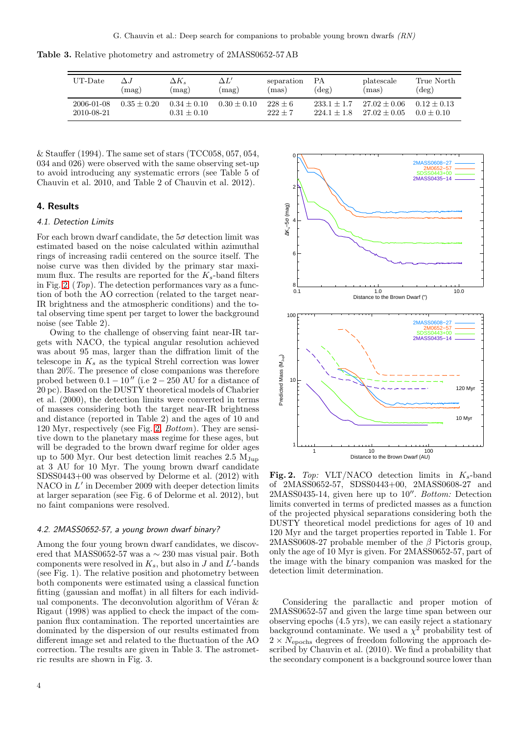**Table 3.** Relative photometry and astrometry of 2MASS0652-57 AB

| UT-Date | $\Delta J$ (mag) | $\Delta K_s$ (mag) | $\Delta L'$ (mag) | separation (mas) | PA (deg) | platescale (mas) | True North (deg) |
|---|---|---|---|---|---|---|---|
| 2006-01-08 | $0.35 \pm 0.20$ | $0.34 \pm 0.10$ | $0.30 \pm 0.10$ | $228 \pm 6$ | $233.1 \pm 1.7$ | $27.02 \pm 0.06$ | $0.12 \pm 0.13$ |
| 2010-08-21 | | $0.31 \pm 0.10$ | | $222 \pm 7$ | $224.1 \pm 1.8$ | $27.02 \pm 0.05$ | $0.0 \pm 0.10$ |

& Stauffer (1994). The same set of stars (TCC058, 057, 054, 034 and 026) were observed with the same observing set-up to avoid introducing any systematic errors (see Table 5 of Chauvin et al. 2010, and Table 2 of Chauvin et al. 2012).

## 4. Results

### 4.1. Detection Limits

For each brown dwarf candidate, the $5\sigma$ detection limit was estimated based on the noise calculated within azimuthal rings of increasing radii centered on the source itself. The noise curve was then divided by the primary star maximum flux. The results are reported for the $K_s$-band filters in Fig. 2 (*Top*). The detection performances vary as a function of both the AO correction (related to the target near-IR brightness and the atmospheric conditions) and the total observing time spent per target to lower the background noise (see Table 2).

Owing to the challenge of observing faint near-IR targets with NACO, the typical angular resolution achieved was about 95 mas, larger than the diffraction limit of the telescope in $K_s$ as the typical Strehl correction was lower than 20%. The presence of close companions was therefore probed between $0.1-10''$ (i.e $2-250$ AU for a distance of 20 pc). Based on the DUSTY theoretical models of Chabrier et al. (2000), the detection limits were converted in terms of masses considering both the target near-IR brightness and distance (reported in Table 2) and the ages of 10 and 120 Myr, respectively (see Fig. 2, *Bottom*). They are sensitive down to the planetary mass regime for these ages, but will be degraded to the brown dwarf regime for older ages up to 500 Myr. Our best detection limit reaches 2.5 $M_{\rm Jup}$ at 3 AU for 10 Myr. The young brown dwarf candidate SDSS0443+00 was observed by Delorme et al. (2012) with NACO in $L'$ in December 2009 with deeper detection limits at larger separation (see Fig. 6 of Delorme et al. 2012), but no faint companions were resolved.

### 4.2. 2MASS0652-57, a young brown dwarf binary?

Among the four young brown dwarf candidates, we discovered that MASS0652-57 was a $\sim 230$ mas visual pair. Both components were resolved in $K_s$, but also in $J$ and $L'$-bands (see Fig. 1). The relative position and photometry between both components were estimated using a classical function fitting (gaussian and moffat) in all filters for each individual components. The deconvolution algorithm of Véran & Rigaut (1998) was applied to check the impact of the companion flux contamination. The reported uncertainties are dominated by the dispersion of our results estimated from different image set and related to the fluctuation of the AO correction. The results are given in Table 3. The astrometric results are shown in Fig. 3.

**Fig. 2.** *Top:* VLT/NACO detection limits in $K_s$-band of 2MASS0652-57, SDSS0443+00, 2MASS0608-27 and 2MASS0435-14, given here up to $10''$. *Bottom:* Detection limits converted in terms of predicted masses as a function of the projected physical separations considering both the DUSTY theoretical model predictions for ages of 10 and 120 Myr and the target properties reported in Table 1. For 2MASS0608-27 probable member of the $\beta$ Pictoris group, only the age of 10 Myr is given. For 2MASS0652-57, part of the image with the binary companion was masked for the detection limit determination.

Considering the parallactic and proper motion of 2MASS0652-57 and given the large time span between our observing epochs (4.5 yrs), we can easily reject a stationary background contaminate. We used a $\chi^2$ probability test of $2 \times N_{\rm epochs}$ degrees of freedom following the approach described by Chauvin et al. (2010). We find a probability that the secondary component is a background source lower than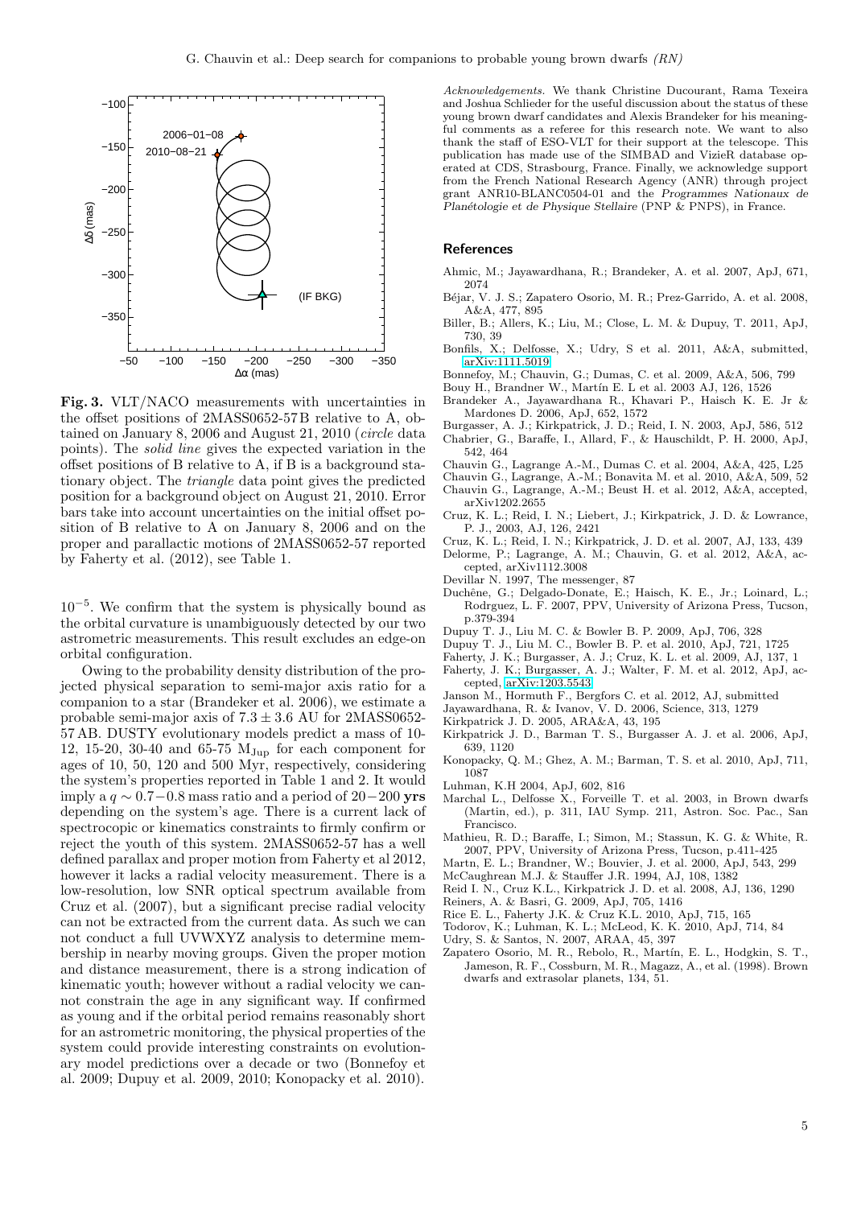2006−01−08

2010−08−21

(IF BKG)

Δδ (mas)

Δα (mas)

−100
−150
−200
−250
−300
−350

−50 −100 −150 −200 −250 −300 −350

**Fig. 3.** VLT/NACO measurements with uncertainties in the offset positions of 2MASS0652-57 B relative to A, obtained on January 8, 2006 and August 21, 2010 (*circle* data points). The *solid line* gives the expected variation in the offset positions of B relative to A, if B is a background stationary object. The *triangle* data point gives the predicted position for a background object on August 21, 2010. Error bars take into account uncertainties on the initial offset position of B relative to A on January 8, 2006 and on the proper and parallactic motions of 2MASS0652-57 reported by Faherty et al. (2012), see Table 1.

$10^{-5}$. We confirm that the system is physically bound as the orbital curvature is unambiguously detected by our two astrometric measurements. This result excludes an edge-on orbital configuration.

Owing to the probability density distribution of the projected physical separation to semi-major axis ratio for a companion to a star (Brandeker et al. 2006), we estimate a probable semi-major axis of $7.3 \pm 3.6$ AU for 2MASS0652-57 AB. DUSTY evolutionary models predict a mass of 10-12, 15-20, 30-40 and 65-75 $M_{Jup}$ for each component for ages of 10, 50, 120 and 500 Myr, respectively, considering the system's properties reported in Table 1 and 2. It would imply a $q \sim 0.7 - 0.8$ mass ratio and a period of $20 - 200$ **yrs** depending on the system's age. There is a current lack of spectrocopic or kinematics constraints to firmly confirm or reject the youth of this system. 2MASS0652-57 has a well defined parallax and proper motion from Faherty et al 2012, however it lacks a radial velocity measurement. There is a low-resolution, low SNR optical spectrum available from Cruz et al. (2007), but a significant precise radial velocity can not be extracted from the current data. As such we can not conduct a full UVWXYZ analysis to determine membership in nearby moving groups. Given the proper motion and distance measurement, there is a strong indication of kinematic youth; however without a radial velocity we cannot constrain the age in any significant way. If confirmed as young and if the orbital period remains reasonably short for an astrometric monitoring, the physical properties of the system could provide interesting constraints on evolutionary model predictions over a decade or two (Bonnefoy et al. 2009; Dupuy et al. 2009, 2010; Konopacky et al. 2010).

*Acknowledgements.* We thank Christine Ducourant, Rama Texeira and Joshua Schlieder for the useful discussion about the status of these young brown dwarf candidates and Alexis Brandeker for his meaningful comments as a referee for this research note. We want to also thank the staff of ESO-VLT for their support at the telescope. This publication has made use of the SIMBAD and VizieR database operated at CDS, Strasbourg, France. Finally, we acknowledge support from the French National Research Agency (ANR) through project grant ANR10-BLANC0504-01 and the *Programmes Nationaux de Planétologie et de Physique Stellaire* (PNP & PNPS), in France.

## References

Ahmic, M.; Jayawardhana, R.; Brandeker, A. et al. 2007, ApJ, 671, 2074
Béjar, V. J. S.; Zapatero Osorio, M. R.; Prez-Garrido, A. et al. 2008, A&A, 477, 895
Biller, B.; Allers, K.; Liu, M.; Close, L. M. & Dupuy, T. 2011, ApJ, 730, 39
Bonfils, X.; Delfosse, X.; Udry, S et al. 2011, A&A, submitted, arXiv:1111.5019
Bonnefoy, M.; Chauvin, G.; Dumas, C. et al. 2009, A&A, 506, 799
Bouy H., Brandner W., Martín E. L et al. 2003 AJ, 126, 1526
Brandeker A., Jayawardhana R., Khavari P., Haisch K. E. Jr & Mardones D. 2006, ApJ, 652, 1572
Burgasser, A. J.; Kirkpatrick, J. D.; Reid, I. N. 2003, ApJ, 586, 512
Chabrier, G., Baraffe, I., Allard, F., & Hauschildt, P. H. 2000, ApJ, 542, 464
Chauvin G., Lagrange A.-M., Dumas C. et al. 2004, A&A, 425, L25
Chauvin G., Lagrange, A.-M.; Bonavita M. et al. 2010, A&A, 509, 52
Chauvin G., Lagrange, A.-M.; Beust H. et al. 2012, A&A, accepted, arXiv1202.2655
Cruz, K. L.; Reid, I. N.; Liebert, J.; Kirkpatrick, J. D. & Lowrance, P. J., 2003, AJ, 126, 2421
Cruz, K. L.; Reid, I. N.; Kirkpatrick, J. D. et al. 2007, AJ, 133, 439
Delorme, P.; Lagrange, A. M.; Chauvin, G. et al. 2012, A&A, accepted, arXiv1112.3008
Devillar N. 1997, The messenger, 87
Duchêne, G.; Delgado-Donate, E.; Haisch, K. E., Jr.; Loinard, L.; Rodrguez, L. F. 2007, PPV, University of Arizona Press, Tucson, p.379-394
Dupuy T. J., Liu M. C. & Bowler B. P. 2009, ApJ, 706, 328
Dupuy T. J., Liu M. C., Bowler B. P. et al. 2010, ApJ, 721, 1725
Faherty, J. K.; Burgasser, A. J.; Cruz, K. L. et al. 2009, AJ, 137, 1
Faherty, J. K.; Burgasser, A. J.; Walter, F. M. et al. 2012, ApJ, accepted, arXiv:1203.5543
Janson M., Hormuth F., Bergfors C. et al. 2012, AJ, submitted
Jayawardhana, R. & Ivanov, V. D. 2006, Science, 313, 1279
Kirkpatrick J. D. 2005, ARA&A, 43, 195
Kirkpatrick J. D., Barman T. S., Burgasser A. J. et al. 2006, ApJ, 639, 1120
Konopacky, Q. M.; Ghez, A. M.; Barman, T. S. et al. 2010, ApJ, 711, 1087
Luhman, K.H 2004, ApJ, 602, 816
Marchal L., Delfosse X., Forveille T. et al. 2003, in Brown dwarfs (Martin, ed.), p. 311, IAU Symp. 211, Astron. Soc. Pac., San Francisco.
Mathieu, R. D.; Baraffe, I.; Simon, M.; Stassun, K. G. & White, R. 2007, PPV, University of Arizona Press, Tucson, p.411-425
Martn, E. L.; Brandner, W.; Bouvier, J. et al. 2000, ApJ, 543, 299
McCaughrean M.J. & Stauffer J.R. 1994, AJ, 108, 1382
Reid I. N., Cruz K.L., Kirkpatrick J. D. et al. 2008, AJ, 136, 1290
Reiners, A. & Basri, G. 2009, ApJ, 705, 1416
Rice E. L., Faherty J.K. & Cruz K.L. 2010, ApJ, 715, 165
Todorov, K.; Luhman, K. L.; McLeod, K. K. 2010, ApJ, 714, 84
Udry, S. & Santos, N. 2007, ARAA, 45, 397
Zapatero Osorio, M. R., Rebolo, R., Martín, E. L., Hodgkin, S. T., Jameson, R. F., Cossburn, M. R., Magazz, A., et al. (1998). Brown dwarfs and extrasolar planets, 134, 51.